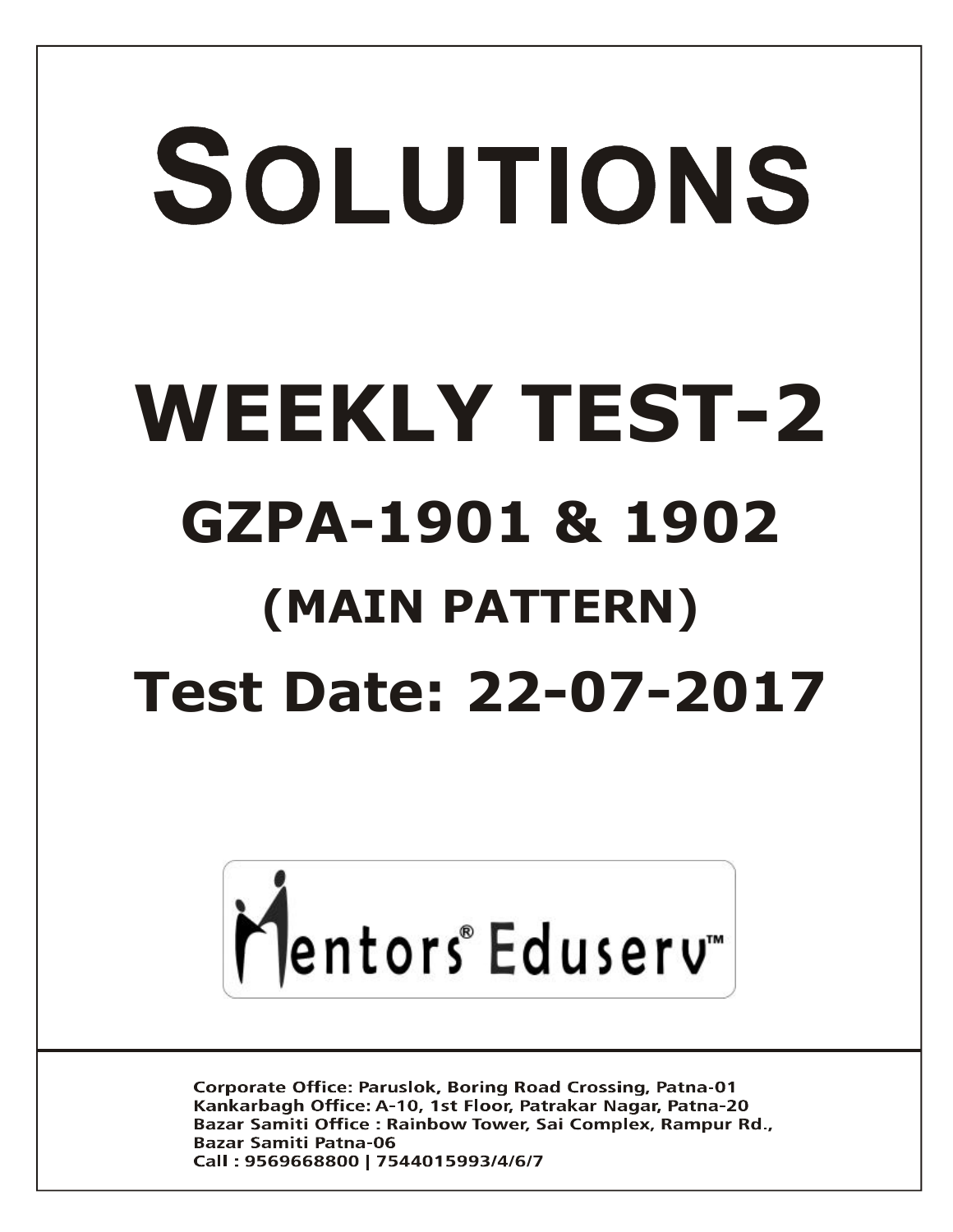# SOLUTIONS

# WEEKLY TEST-2

## GZPA-1901 & 1902

## (MAIN PATTERN)

## Test Date: 22-07-2017

Mentors® Eduserv™

**Corporate Office:** Paruslok, Boring Road Crossing, Patna-01
**Kankarbagh Office:** A-10, 1st Floor, Patrakar Nagar, Patna-20
**Bazar Samiti Office :** Rainbow Tower, Sai Complex, Rampur Rd., Bazar Samiti Patna-06
**Call :** 9569668800 | 7544015993/4/6/7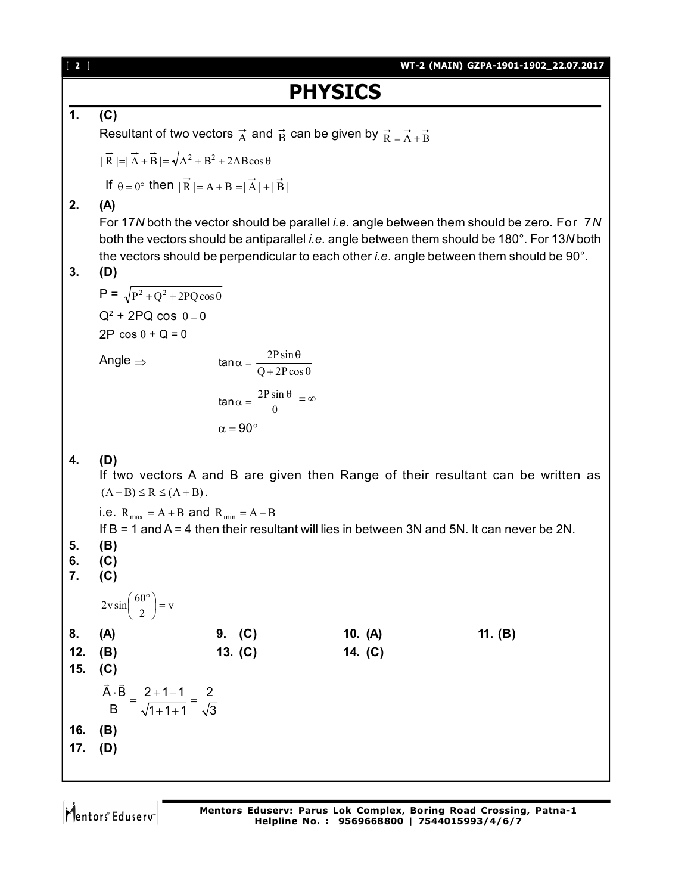# PHYSICS

**1. (C)**

Resultant of two vectors $\vec{A}$ and $\vec{B}$ can be given by $\vec{R} = \vec{A} + \vec{B}$

$|\vec{R}| = |\vec{A} + \vec{B}| = \sqrt{A^2 + B^2 + 2AB\cos\theta}$

If $\theta = 0^\circ$ then $|\vec{R}| = A + B = |\vec{A}| + |\vec{B}|$

**2. (A)**

For 17*N* both the vector should be parallel *i.e.* angle between them should be zero. For 7*N* both the vectors should be antiparallel *i.e.* angle between them should be 180°. For 13*N* both the vectors should be perpendicular to each other *i.e.* angle between them should be 90°.

**3. (D)**

P = $\sqrt{P^2 + Q^2 + 2PQ\cos\theta}$

$Q^2 + 2PQ\cos\theta = 0$

$2P\cos\theta + Q = 0$

Angle $\Rightarrow$ $\tan\alpha = \dfrac{2P\sin\theta}{Q + 2P\cos\theta}$

$\tan\alpha = \dfrac{2P\sin\theta}{0} = \infty$

$\alpha = 90^\circ$

**4. (D)**

If two vectors A and B are given then Range of their resultant can be written as $(A - B) \le R \le (A + B)$.

i.e. $R_{max} = A + B$ and $R_{min} = A - B$

If B = 1 and A = 4 then their resultant will lies in between 3N and 5N. It can never be 2N.

**5. (B)**

**6. (C)**

**7. (C)**

$2v\sin\left(\dfrac{60^\circ}{2}\right) = v$

**8. (A)** **9. (C)** **10. (A)** **11. (B)**

**12. (B)** **13. (C)** **14. (C)**

**15. (C)**

$\dfrac{\vec{A}\cdot\vec{B}}{B} = \dfrac{2+1-1}{\sqrt{1+1+1}} = \dfrac{2}{\sqrt{3}}$

**16. (B)**

**17. (D)**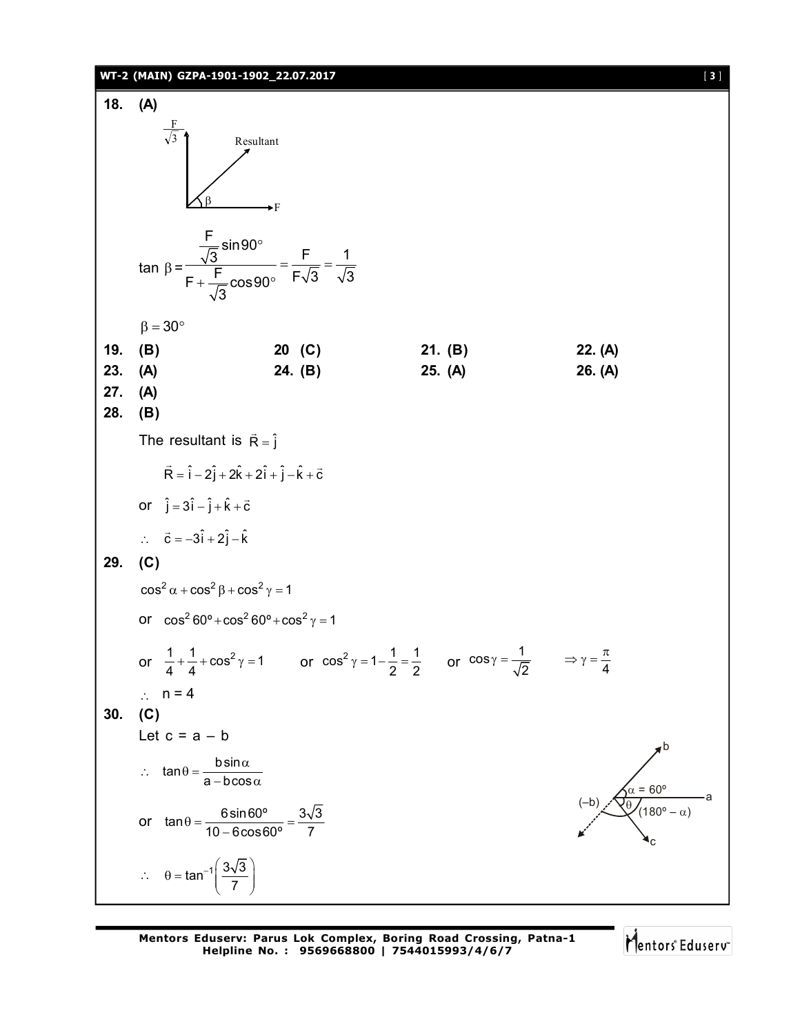**18. (A)**

$$\tan\beta = \frac{\frac{F}{\sqrt{3}}\sin 90^\circ}{F + \frac{F}{\sqrt{3}}\cos 90^\circ} = \frac{F}{F\sqrt{3}} = \frac{1}{\sqrt{3}}$$

$\beta = 30^\circ$

**19. (B)** **20 (C)** **21. (B)** **22. (A)**

**23. (A)** **24. (B)** **25. (A)** **26. (A)**

**27. (A)**

**28. (B)**

The resultant is $\vec{R} = \hat{j}$

$$\vec{R} = \hat{i} - 2\hat{j} + 2\hat{k} + 2\hat{i} + \hat{j} - \hat{k} + \vec{c}$$

or $\hat{j} = 3\hat{i} - \hat{j} + \hat{k} + \vec{c}$

$\therefore \quad \vec{c} = -3\hat{i} + 2\hat{j} - \hat{k}$

**29. (C)**

$\cos^2\alpha + \cos^2\beta + \cos^2\gamma = 1$

or $\cos^2 60^\circ + \cos^2 60^\circ + \cos^2\gamma = 1$

or $\frac{1}{4} + \frac{1}{4} + \cos^2\gamma = 1$ or $\cos^2\gamma = 1 - \frac{1}{2} = \frac{1}{2}$ or $\cos\gamma = \frac{1}{\sqrt{2}}$ $\Rightarrow \gamma = \frac{\pi}{4}$

$\therefore \quad n = 4$

**30. (C)**

Let c = a – b

$\therefore \quad \tan\theta = \frac{b\sin\alpha}{a - b\cos\alpha}$

or $\tan\theta = \frac{6\sin 60^\circ}{10 - 6\cos 60^\circ} = \frac{3\sqrt{3}}{7}$

$\therefore \quad \theta = \tan^{-1}\left(\frac{3\sqrt{3}}{7}\right)$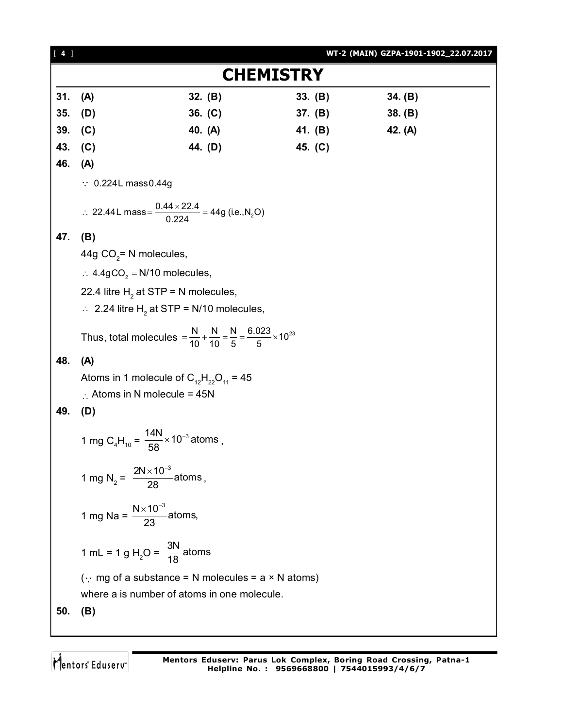# CHEMISTRY

| | | | |
|---|---|---|---|
| 31. (A) | 32. (B) | 33. (B) | 34. (B) |
| 35. (D) | 36. (C) | 37. (B) | 38. (B) |
| 39. (C) | 40. (A) | 41. (B) | 42. (A) |
| 43. (C) | 44. (D) | 45. (C) | |

**46. (A)**

$\because$ 0.224L mass 0.44g

$\therefore$ 22.44L mass $= \dfrac{0.44 \times 22.4}{0.224} = 44\text{g (i.e., } N_2O)$

**47. (B)**

44g $CO_2$ = N molecules,

$\therefore$ 4.4g $CO_2$ = N/10 molecules,

22.4 litre $H_2$ at STP = N molecules,

$\therefore$ 2.24 litre $H_2$ at STP = N/10 molecules,

Thus, total molecules $= \dfrac{N}{10} + \dfrac{N}{10} = \dfrac{N}{5} = \dfrac{6.023}{5} \times 10^{23}$

**48. (A)**

Atoms in 1 molecule of $C_{12}H_{22}O_{11}$ = 45

$\therefore$ Atoms in N molecule = 45N

**49. (D)**

1 mg $C_4H_{10}$ = $\dfrac{14N}{58} \times 10^{-3}$ atoms,

1 mg $N_2$ = $\dfrac{2N \times 10^{-3}}{28}$ atoms,

1 mg Na = $\dfrac{N \times 10^{-3}}{23}$ atoms,

1 mL = 1 g $H_2O$ = $\dfrac{3N}{18}$ atoms

($\because$ mg of a substance = N molecules = a × N atoms)

where a is number of atoms in one molecule.

**50. (B)**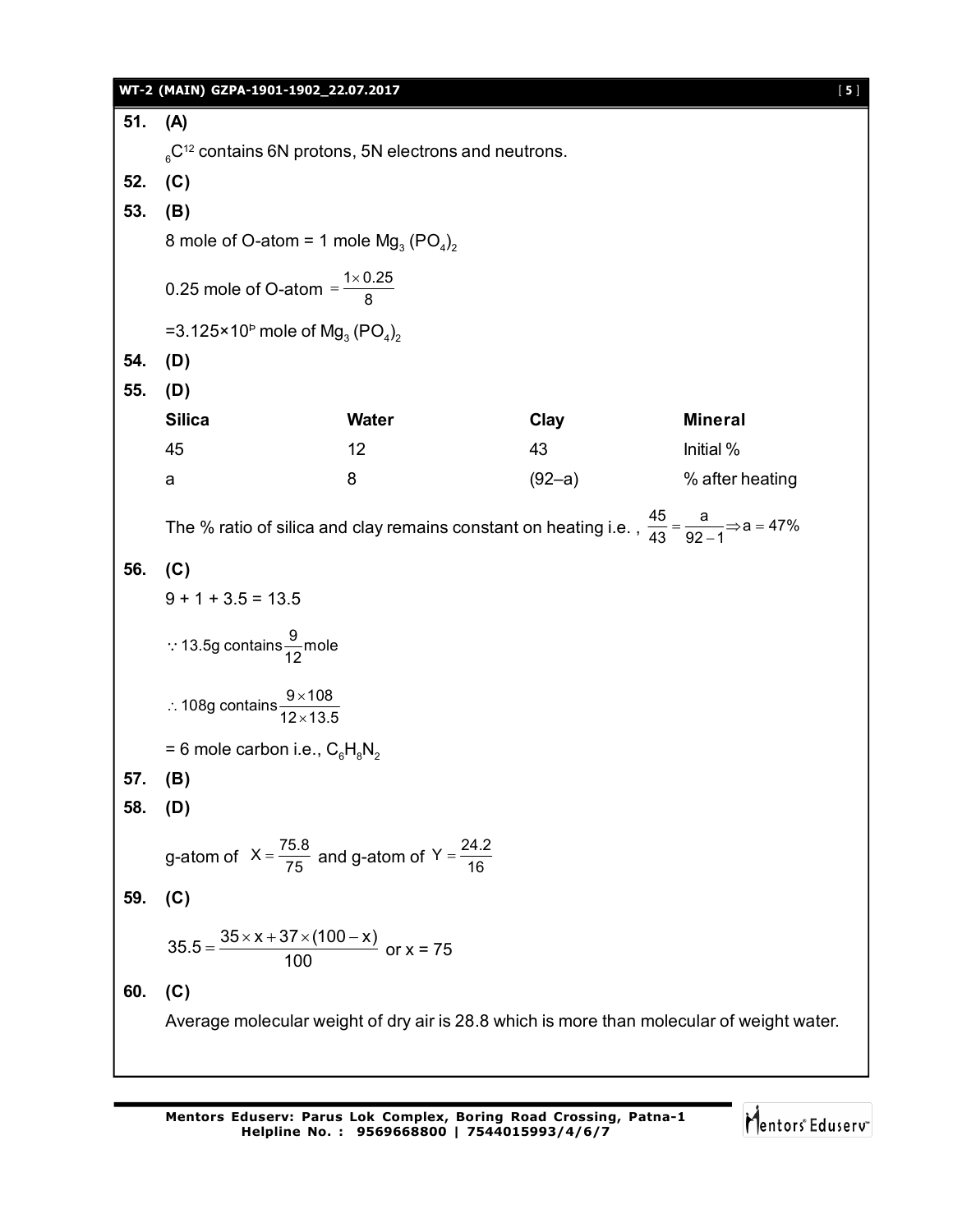**51. (A)**

$_6C^{12}$ contains 6N protons, 5N electrons and neutrons.

**52. (C)**

**53. (B)**

8 mole of O-atom = 1 mole $Mg_3(PO_4)_2$

0.25 mole of O-atom $= \frac{1 \times 0.25}{8}$

$=3.125\times10^{b}$ mole of $Mg_3(PO_4)_2$

**54. (D)**

**55. (D)**

| Silica | Water | Clay | Mineral |
|---|---|---|---|
| 45 | 12 | 43 | Initial % |
| a | 8 | (92–a) | % after heating |

The % ratio of silica and clay remains constant on heating i.e. , $\frac{45}{43} = \frac{a}{92-1} \Rightarrow a = 47\%$

**56. (C)**

$9 + 1 + 3.5 = 13.5$

$\because$ 13.5g contains $\frac{9}{12}$ mole

$\therefore$ 108g contains $\frac{9 \times 108}{12 \times 13.5}$

= 6 mole carbon i.e., $C_6H_8N_2$

**57. (B)**

**58. (D)**

g-atom of $X = \frac{75.8}{75}$ and g-atom of $Y = \frac{24.2}{16}$

**59. (C)**

$35.5 = \frac{35 \times x + 37 \times (100 - x)}{100}$ or x = 75

**60. (C)**

Average molecular weight of dry air is 28.8 which is more than molecular of weight water.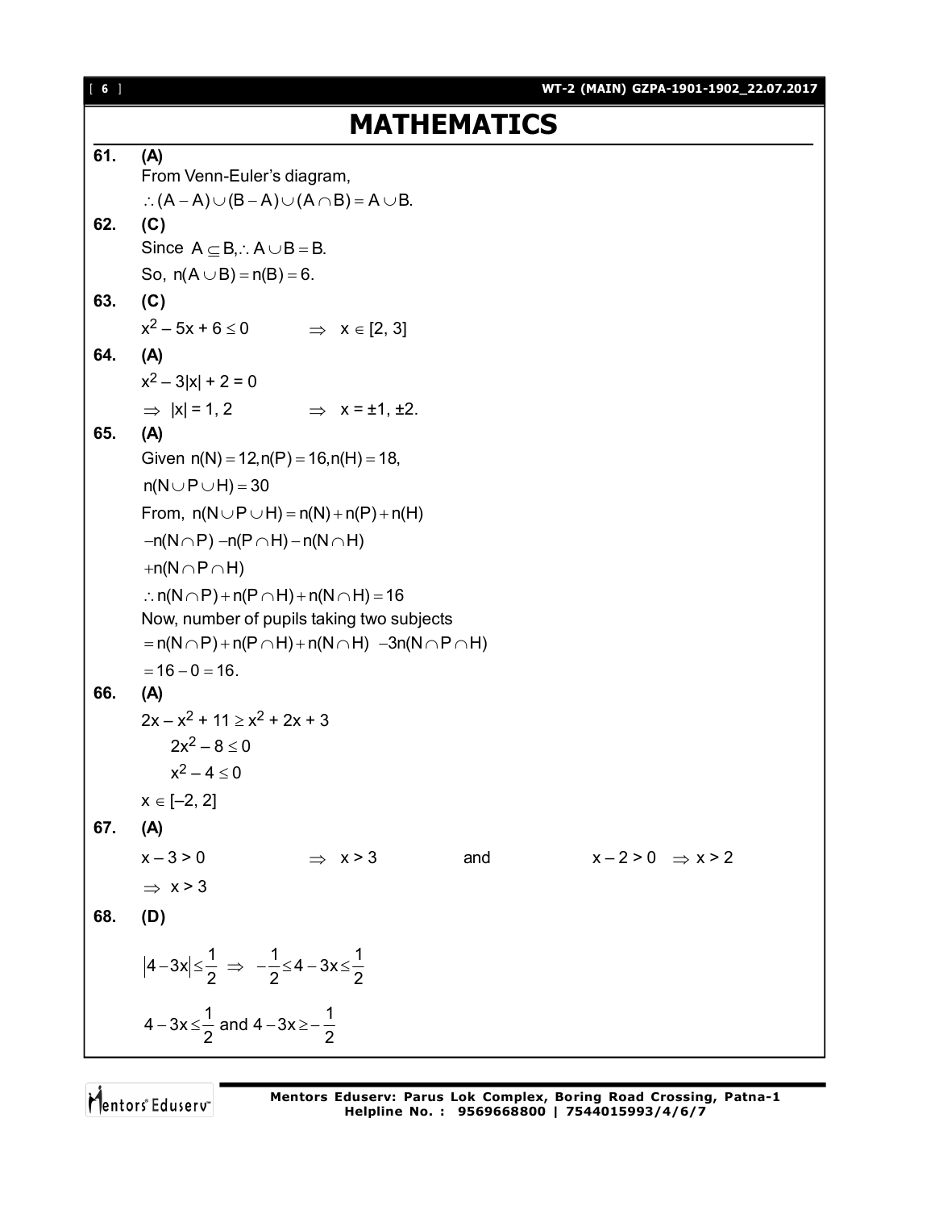# MATHEMATICS

**61. (A)**

From Venn-Euler's diagram,

$\therefore (A - A) \cup (B - A) \cup (A \cap B) = A \cup B.$

**62. (C)**

Since $A \subseteq B, \therefore A \cup B = B.$

So, $n(A \cup B) = n(B) = 6.$

**63. (C)**

$x^2 - 5x + 6 \le 0 \quad \Rightarrow \quad x \in [2, 3]$

**64. (A)**

$x^2 - 3|x| + 2 = 0$

$\Rightarrow |x| = 1, 2 \quad \Rightarrow \quad x = \pm 1, \pm 2.$

**65. (A)**

Given $n(N) = 12, n(P) = 16, n(H) = 18,$

$n(N \cup P \cup H) = 30$

From, $n(N \cup P \cup H) = n(N) + n(P) + n(H)$

$-n(N \cap P) - n(P \cap H) - n(N \cap H)$

$+n(N \cap P \cap H)$

$\therefore n(N \cap P) + n(P \cap H) + n(N \cap H) = 16$

Now, number of pupils taking two subjects

$= n(N \cap P) + n(P \cap H) + n(N \cap H) \; -3n(N \cap P \cap H)$

$= 16 - 0 = 16.$

**66. (A)**

$2x - x^2 + 11 \ge x^2 + 2x + 3$

$2x^2 - 8 \le 0$

$x^2 - 4 \le 0$

$x \in [-2, 2]$

**67. (A)**

$x - 3 > 0 \quad \Rightarrow \quad x > 3 \quad$ and $\quad x - 2 > 0 \quad \Rightarrow x > 2$

$\Rightarrow \; x > 3$

**68. (D)**

$|4 - 3x| \le \frac{1}{2} \; \Rightarrow \; -\frac{1}{2} \le 4 - 3x \le \frac{1}{2}$

$4 - 3x \le \frac{1}{2}$ and $4 - 3x \ge -\frac{1}{2}$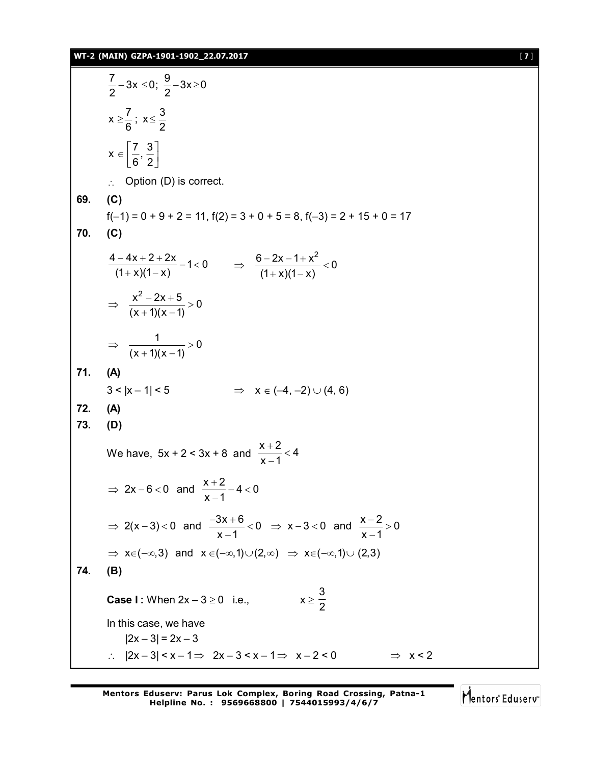$$\frac{7}{2} - 3x \le 0;\ \frac{9}{2} - 3x \ge 0$$

$$x \ge \frac{7}{6};\ x \le \frac{3}{2}$$

$$x \in \left[\frac{7}{6}, \frac{3}{2}\right]$$

$\therefore$ Option (D) is correct.

**69. (C)**

f(–1) = 0 + 9 + 2 = 11, f(2) = 3 + 0 + 5 = 8, f(–3) = 2 + 15 + 0 = 17

**70. (C)**

$$\frac{4 - 4x + 2 + 2x}{(1+x)(1-x)} - 1 < 0 \qquad \Rightarrow \quad \frac{6 - 2x - 1 + x^2}{(1+x)(1-x)} < 0$$

$$\Rightarrow \quad \frac{x^2 - 2x + 5}{(x+1)(x-1)} > 0$$

$$\Rightarrow \quad \frac{1}{(x+1)(x-1)} > 0$$

**71. (A)**

$3 < |x - 1| < 5 \qquad \Rightarrow \quad x \in (-4, -2) \cup (4, 6)$

**72. (A)**

**73. (D)**

We have, $5x + 2 < 3x + 8$ and $\dfrac{x+2}{x-1} < 4$

$\Rightarrow 2x - 6 < 0$ and $\dfrac{x+2}{x-1} - 4 < 0$

$\Rightarrow 2(x-3) < 0$ and $\dfrac{-3x+6}{x-1} < 0 \ \Rightarrow x - 3 < 0$ and $\dfrac{x-2}{x-1} > 0$

$\Rightarrow x \in (-\infty, 3)$ and $x \in (-\infty, 1) \cup (2, \infty) \ \Rightarrow x \in (-\infty, 1) \cup (2, 3)$

**74. (B)**

**Case I :** When $2x - 3 \ge 0$ i.e., $\quad x \ge \dfrac{3}{2}$

In this case, we have

$|2x - 3| = 2x - 3$

$\therefore \quad |2x - 3| < x - 1 \Rightarrow \ 2x - 3 < x - 1 \Rightarrow \ x - 2 < 0 \qquad \Rightarrow \ x < 2$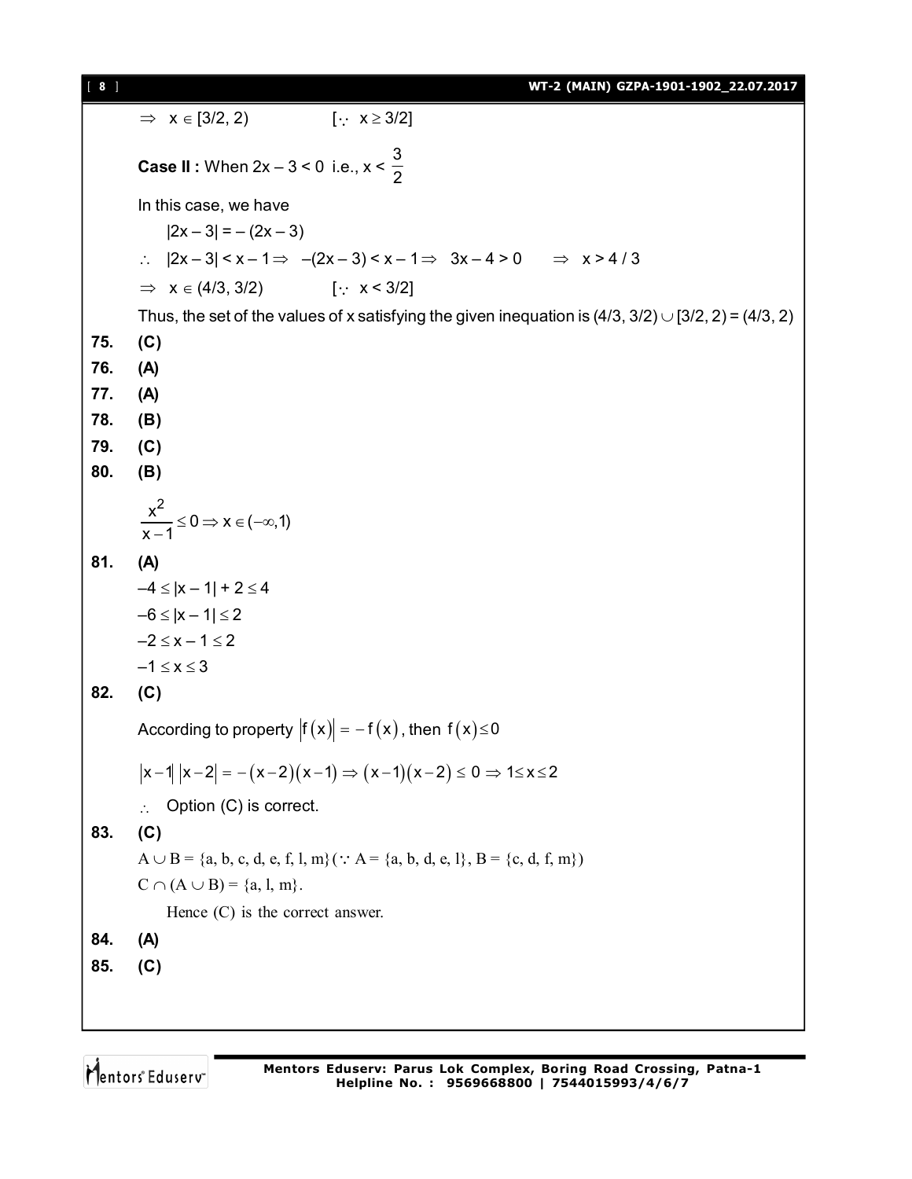$\Rightarrow$ $x \in [3/2, 2)$ $\quad\quad\quad$ $[\because\ x \geq 3/2]$

**Case II :** When $2x - 3 < 0$ i.e., $x < \dfrac{3}{2}$

In this case, we have

$|2x - 3| = -(2x - 3)$

$\therefore\ |2x - 3| < x - 1 \Rightarrow\ -(2x - 3) < x - 1 \Rightarrow\ 3x - 4 > 0 \quad \Rightarrow\ x > 4/3$

$\Rightarrow$ $x \in (4/3, 3/2)$ $\quad\quad\quad$ $[\because\ x < 3/2]$

Thus, the set of the values of x satisfying the given inequation is $(4/3, 3/2) \cup [3/2, 2) = (4/3, 2)$

**75.** **(C)**

**76.** **(A)**

**77.** **(A)**

**78.** **(B)**

**79.** **(C)**

**80.** **(B)**

$$\frac{x^2}{x-1} \leq 0 \Rightarrow x \in (-\infty, 1)$$

**81.** **(A)**

$-4 \leq |x - 1| + 2 \leq 4$

$-6 \leq |x - 1| \leq 2$

$-2 \leq x - 1 \leq 2$

$-1 \leq x \leq 3$

**82.** **(C)**

According to property $|f(x)| = -f(x)$, then $f(x) \leq 0$

$|x-1|\,|x-2| = -(x-2)(x-1) \Rightarrow (x-1)(x-2) \leq 0 \Rightarrow 1 \leq x \leq 2$

$\therefore$ Option (C) is correct.

**83.** **(C)**

$A \cup B = \{a, b, c, d, e, f, l, m\}$ ($\because A = \{a, b, d, e, l\}, B = \{c, d, f, m\}$)

$C \cap (A \cup B) = \{a, l, m\}$.

Hence (C) is the correct answer.

**84.** **(A)**

**85.** **(C)**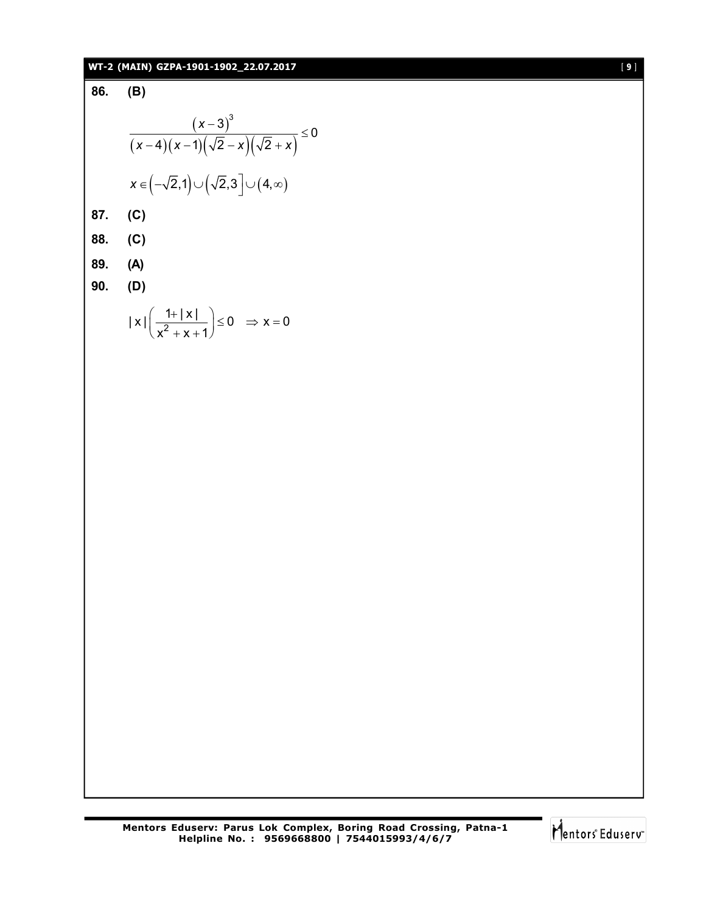**86. (B)**

$$\frac{(x-3)^3}{(x-4)(x-1)\left(\sqrt{2}-x\right)\left(\sqrt{2}+x\right)} \le 0$$

$$x \in \left(-\sqrt{2},1\right) \cup \left(\sqrt{2},3\right] \cup (4,\infty)$$

**87. (C)**

**88. (C)**

**89. (A)**

**90. (D)**

$$|x|\left(\frac{1+|x|}{x^2+x+1}\right) \le 0 \quad \Rightarrow x = 0$$